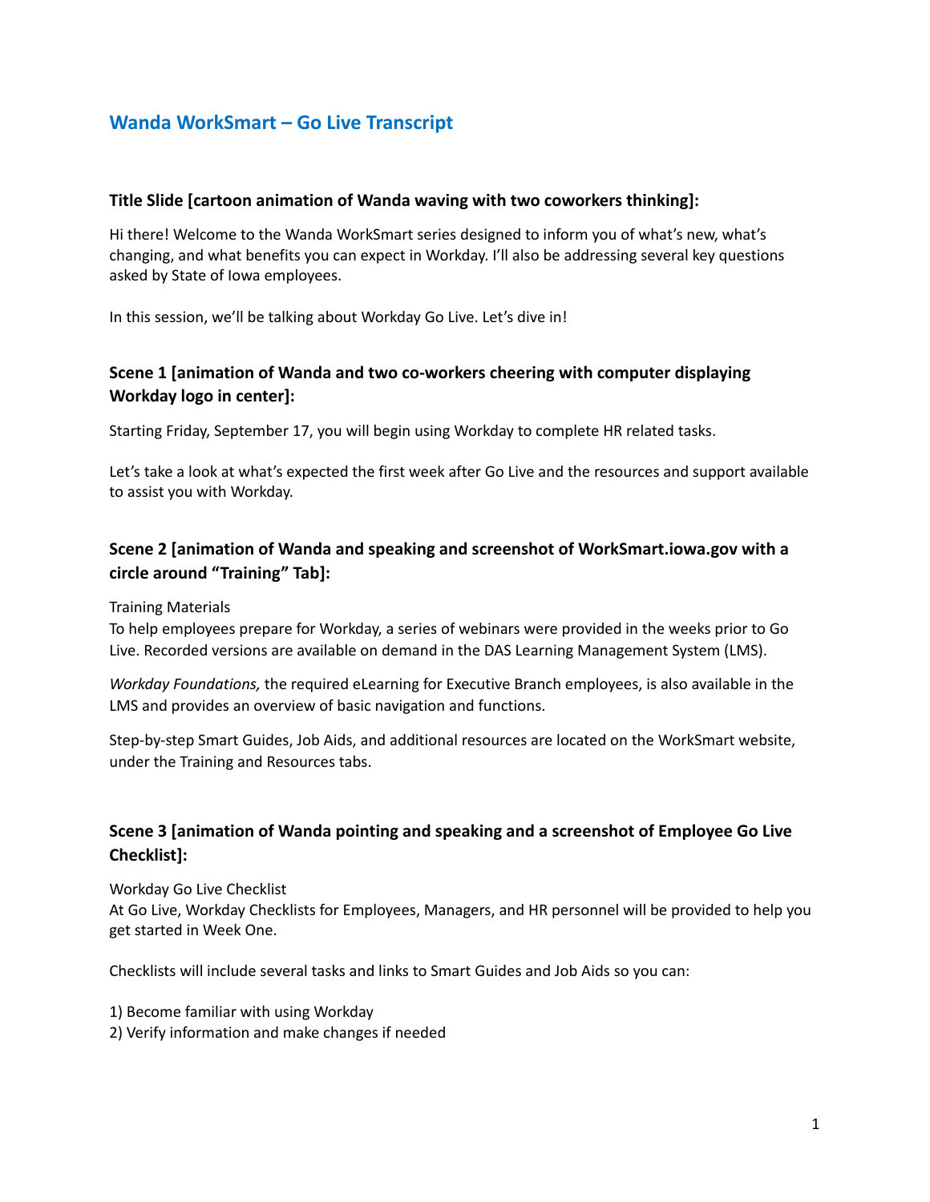# Wanda WorkSmart – Go Live Transcript

### Title Slide [cartoon animation of Wanda waving with two coworkers thinking]:

Hi there! Welcome to the Wanda WorkSmart series designed to inform you of what's new, what's changing, and what benefits you can expect in Workday. I'll also be addressing several key questions asked by State of Iowa employees.

In this session, we'll be talking about Workday Go Live. Let's dive in!

### Scene 1 [animation of Wanda and two co-workers cheering with computer displaying Workday logo in center]:

Starting Friday, September 17, you will begin using Workday to complete HR related tasks.

Let's take a look at what's expected the first week after Go Live and the resources and support available to assist you with Workday.

### Scene 2 [animation of Wanda and speaking and screenshot of WorkSmart.iowa.gov with a circle around "Training" Tab]:

Training Materials
To help employees prepare for Workday, a series of webinars were provided in the weeks prior to Go Live. Recorded versions are available on demand in the DAS Learning Management System (LMS).

*Workday Foundations,* the required eLearning for Executive Branch employees, is also available in the LMS and provides an overview of basic navigation and functions.

Step-by-step Smart Guides, Job Aids, and additional resources are located on the WorkSmart website, under the Training and Resources tabs.

### Scene 3 [animation of Wanda pointing and speaking and a screenshot of Employee Go Live Checklist]:

Workday Go Live Checklist
At Go Live, Workday Checklists for Employees, Managers, and HR personnel will be provided to help you get started in Week One.

Checklists will include several tasks and links to Smart Guides and Job Aids so you can:

1) Become familiar with using Workday
2) Verify information and make changes if needed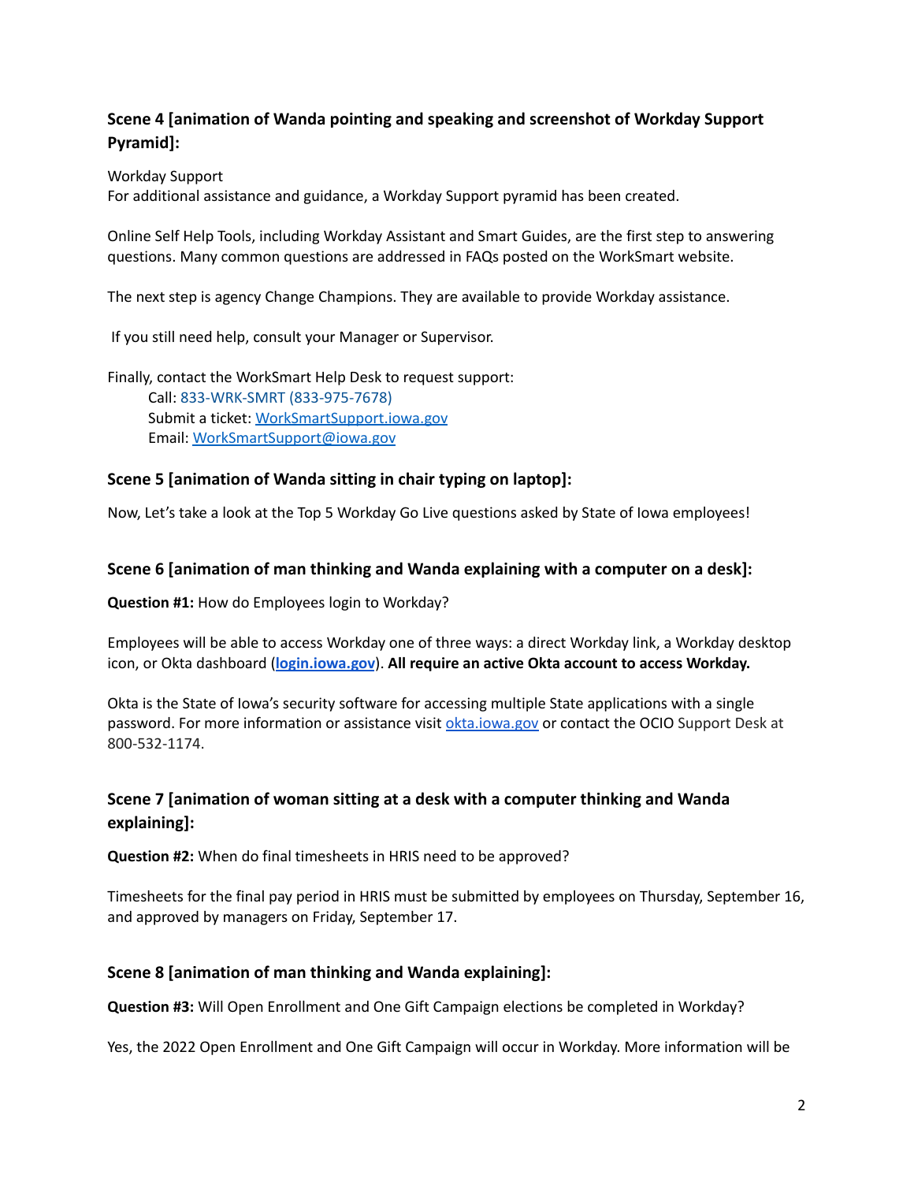### Scene 4 [animation of Wanda pointing and speaking and screenshot of Workday Support Pyramid]:

Workday Support
For additional assistance and guidance, a Workday Support pyramid has been created.

Online Self Help Tools, including Workday Assistant and Smart Guides, are the first step to answering questions. Many common questions are addressed in FAQs posted on the WorkSmart website.

The next step is agency Change Champions. They are available to provide Workday assistance.

If you still need help, consult your Manager or Supervisor.

Finally, contact the WorkSmart Help Desk to request support:

Call: 833-WRK-SMRT (833-975-7678)
Submit a ticket: [WorkSmartSupport.iowa.gov](WorkSmartSupport.iowa.gov)
Email: [WorkSmartSupport@iowa.gov](mailto:WorkSmartSupport@iowa.gov)

### Scene 5 [animation of Wanda sitting in chair typing on laptop]:

Now, Let's take a look at the Top 5 Workday Go Live questions asked by State of Iowa employees!

### Scene 6 [animation of man thinking and Wanda explaining with a computer on a desk]:

**Question #1:** How do Employees login to Workday?

Employees will be able to access Workday one of three ways: a direct Workday link, a Workday desktop icon, or Okta dashboard (**[login.iowa.gov](login.iowa.gov)**). **All require an active Okta account to access Workday.**

Okta is the State of Iowa's security software for accessing multiple State applications with a single password. For more information or assistance visit [okta.iowa.gov](okta.iowa.gov) or contact the OCIO Support Desk at 800-532-1174.

### Scene 7 [animation of woman sitting at a desk with a computer thinking and Wanda explaining]:

**Question #2:** When do final timesheets in HRIS need to be approved?

Timesheets for the final pay period in HRIS must be submitted by employees on Thursday, September 16, and approved by managers on Friday, September 17.

### Scene 8 [animation of man thinking and Wanda explaining]:

**Question #3:** Will Open Enrollment and One Gift Campaign elections be completed in Workday?

Yes, the 2022 Open Enrollment and One Gift Campaign will occur in Workday. More information will be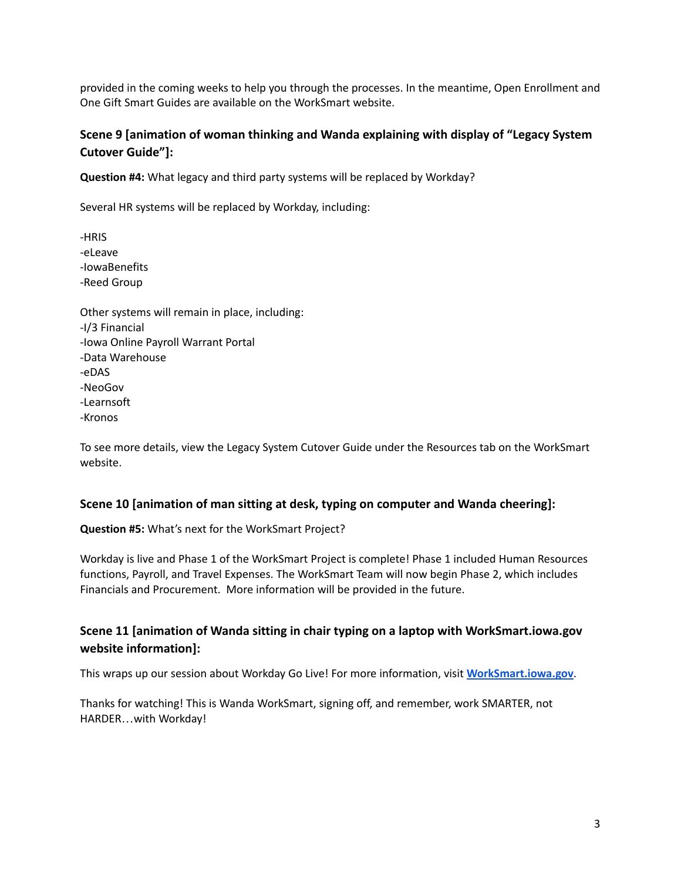provided in the coming weeks to help you through the processes. In the meantime, Open Enrollment and One Gift Smart Guides are available on the WorkSmart website.

### Scene 9 [animation of woman thinking and Wanda explaining with display of "Legacy System Cutover Guide"]:

**Question #4:** What legacy and third party systems will be replaced by Workday?

Several HR systems will be replaced by Workday, including:

-HRIS
-eLeave
-IowaBenefits
-Reed Group

Other systems will remain in place, including:
-I/3 Financial
-Iowa Online Payroll Warrant Portal
-Data Warehouse
-eDAS
-NeoGov
-Learnsoft
-Kronos

To see more details, view the Legacy System Cutover Guide under the Resources tab on the WorkSmart website.

### Scene 10 [animation of man sitting at desk, typing on computer and Wanda cheering]:

**Question #5:** What's next for the WorkSmart Project?

Workday is live and Phase 1 of the WorkSmart Project is complete! Phase 1 included Human Resources functions, Payroll, and Travel Expenses. The WorkSmart Team will now begin Phase 2, which includes Financials and Procurement. More information will be provided in the future.

### Scene 11 [animation of Wanda sitting in chair typing on a laptop with WorkSmart.iowa.gov website information]:

This wraps up our session about Workday Go Live! For more information, visit **[WorkSmart.iowa.gov](WorkSmart.iowa.gov)**.

Thanks for watching! This is Wanda WorkSmart, signing off, and remember, work SMARTER, not HARDER…with Workday!